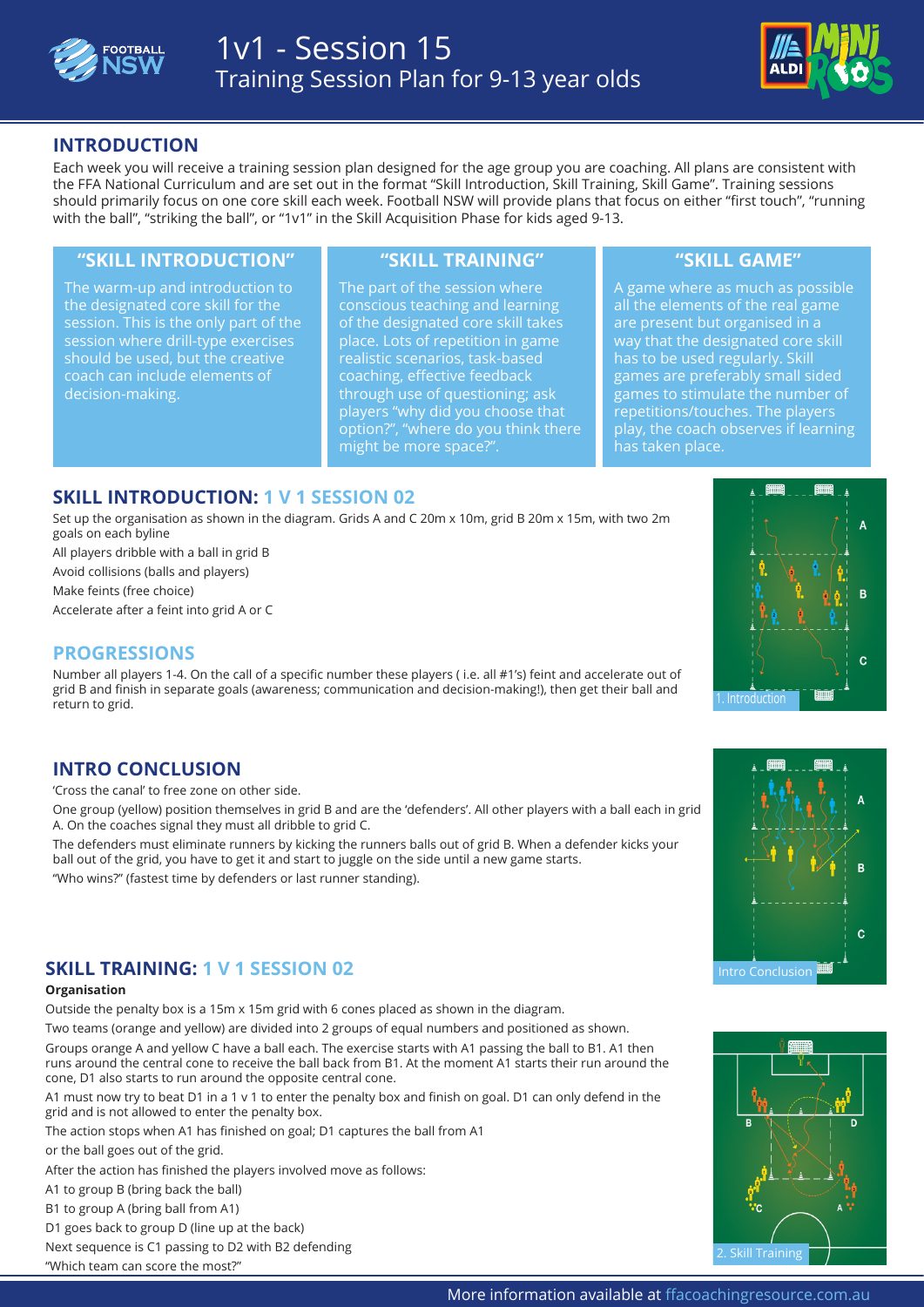# 1v1 - Session 15

Training Session Plan for 9-13 year olds

## INTRODUCTION

Each week you will receive a training session plan designed for the age group you are coaching. All plans are consistent with the FFA National Curriculum and are set out in the format "Skill Introduction, Skill Training, Skill Game". Training sessions should primarily focus on one core skill each week. Football NSW will provide plans that focus on either "first touch", "running with the ball", "striking the ball", or "1v1" in the Skill Acquisition Phase for kids aged 9-13.

### "SKILL INTRODUCTION"

The warm-up and introduction to the designated core skill for the session. This is the only part of the session where drill-type exercises should be used, but the creative coach can include elements of decision-making.

### "SKILL TRAINING"

The part of the session where conscious teaching and learning of the designated core skill takes place. Lots of repetition in game realistic scenarios, task-based coaching, effective feedback through use of questioning; ask players "why did you choose that option?", "where do you think there might be more space?".

### "SKILL GAME"

A game where as much as possible all the elements of the real game are present but organised in a way that the designated core skill has to be used regularly. Skill games are preferably small sided games to stimulate the number of repetitions/touches. The players play, the coach observes if learning has taken place.

## SKILL INTRODUCTION: 1 V 1 SESSION 02

Set up the organisation as shown in the diagram. Grids A and C 20m x 10m, grid B 20m x 15m, with two 2m goals on each byline

All players dribble with a ball in grid B

Avoid collisions (balls and players)

Make feints (free choice)

Accelerate after a feint into grid A or C

1. Introduction

## PROGRESSIONS

Number all players 1-4. On the call of a specific number these players ( i.e. all #1's) feint and accelerate out of grid B and finish in separate goals (awareness; communication and decision-making!), then get their ball and return to grid.

## INTRO CONCLUSION

'Cross the canal' to free zone on other side.

One group (yellow) position themselves in grid B and are the 'defenders'. All other players with a ball each in grid A. On the coaches signal they must all dribble to grid C.

The defenders must eliminate runners by kicking the runners balls out of grid B. When a defender kicks your ball out of the grid, you have to get it and start to juggle on the side until a new game starts.

"Who wins?" (fastest time by defenders or last runner standing).

Intro Conclusion

## SKILL TRAINING: 1 V 1 SESSION 02

**Organisation**

Outside the penalty box is a 15m x 15m grid with 6 cones placed as shown in the diagram.

Two teams (orange and yellow) are divided into 2 groups of equal numbers and positioned as shown.

Groups orange A and yellow C have a ball each. The exercise starts with A1 passing the ball to B1. A1 then runs around the central cone to receive the ball back from B1. At the moment A1 starts their run around the cone, D1 also starts to run around the opposite central cone.

A1 must now try to beat D1 in a 1 v 1 to enter the penalty box and finish on goal. D1 can only defend in the grid and is not allowed to enter the penalty box.

The action stops when A1 has finished on goal; D1 captures the ball from A1

or the ball goes out of the grid.

After the action has finished the players involved move as follows:

A1 to group B (bring back the ball)

B1 to group A (bring ball from A1)

D1 goes back to group D (line up at the back)

Next sequence is C1 passing to D2 with B2 defending

"Which team can score the most?"

2. Skill Training

More information available at ffacoachingresource.com.au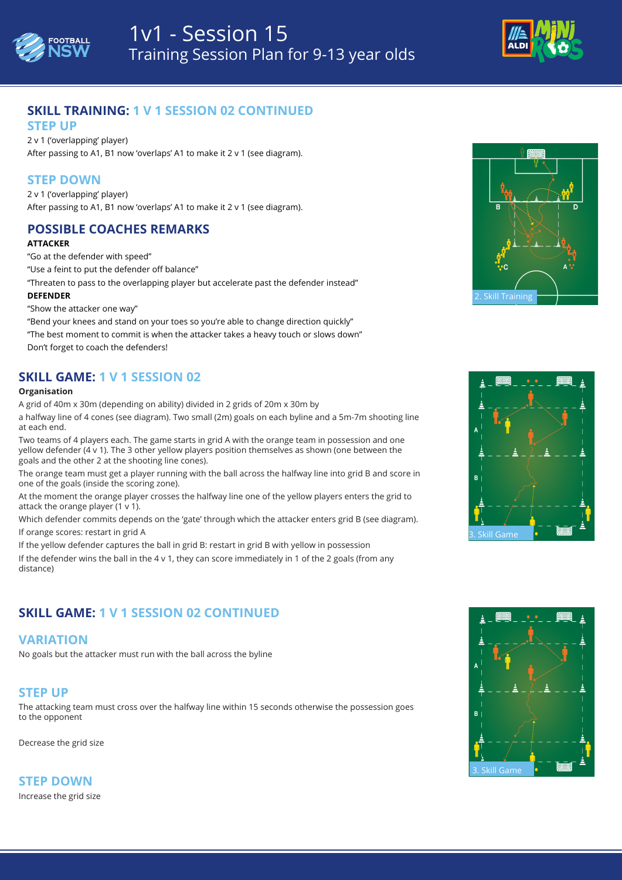# 1v1 - Session 15

Training Session Plan for 9-13 year olds

## SKILL TRAINING: 1 V 1 SESSION 02 CONTINUED

### STEP UP

2 v 1 ('overlapping' player)

After passing to A1, B1 now 'overlaps' A1 to make it 2 v 1 (see diagram).

### STEP DOWN

2 v 1 ('overlapping' player)

After passing to A1, B1 now 'overlaps' A1 to make it 2 v 1 (see diagram).

### POSSIBLE COACHES REMARKS

**ATTACKER**

"Go at the defender with speed"

"Use a feint to put the defender off balance"

"Threaten to pass to the overlapping player but accelerate past the defender instead"

**DEFENDER**

"Show the attacker one way"

"Bend your knees and stand on your toes so you're able to change direction quickly"

"The best moment to commit is when the attacker takes a heavy touch or slows down"

Don't forget to coach the defenders!

2. Skill Training

## SKILL GAME: 1 V 1 SESSION 02

**Organisation**

A grid of 40m x 30m (depending on ability) divided in 2 grids of 20m x 30m by

a halfway line of 4 cones (see diagram). Two small (2m) goals on each byline and a 5m-7m shooting line at each end.

Two teams of 4 players each. The game starts in grid A with the orange team in possession and one yellow defender (4 v 1). The 3 other yellow players position themselves as shown (one between the goals and the other 2 at the shooting line cones).

The orange team must get a player running with the ball across the halfway line into grid B and score in one of the goals (inside the scoring zone).

At the moment the orange player crosses the halfway line one of the yellow players enters the grid to attack the orange player (1 v 1).

Which defender commits depends on the 'gate' through which the attacker enters grid B (see diagram).

If orange scores: restart in grid A

If the yellow defender captures the ball in grid B: restart in grid B with yellow in possession

If the defender wins the ball in the 4 v 1, they can score immediately in 1 of the 2 goals (from any distance)

3. Skill Game

## SKILL GAME: 1 V 1 SESSION 02 CONTINUED

### VARIATION

No goals but the attacker must run with the ball across the byline

### STEP UP

The attacking team must cross over the halfway line within 15 seconds otherwise the possession goes to the opponent

Decrease the grid size

### STEP DOWN

Increase the grid size

3. Skill Game